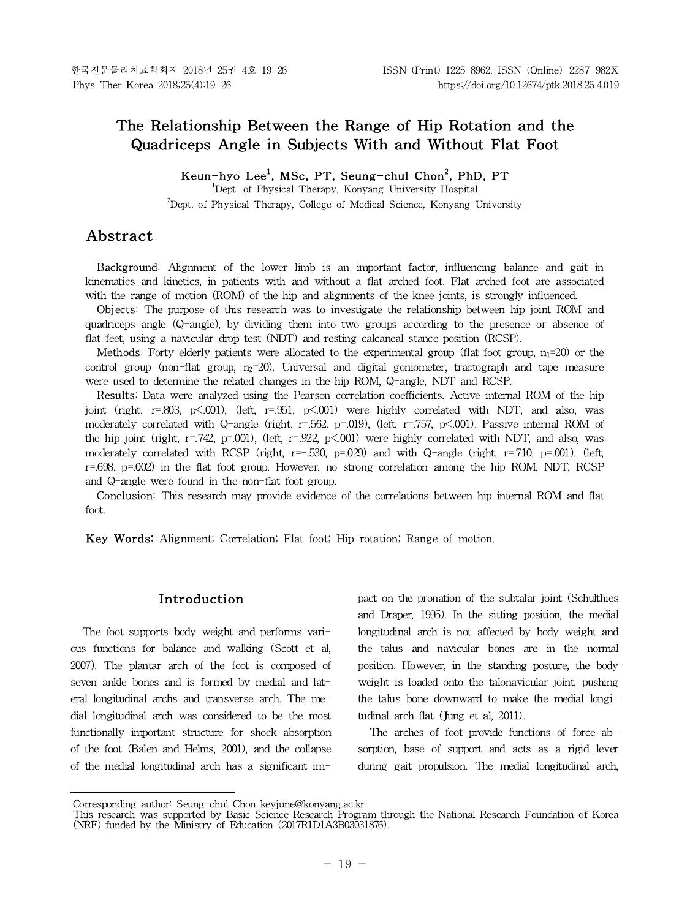# The Relationship Between the Range of Hip Rotation and the Quadriceps Angle in Subjects With and Without Flat Foot

**Keun-hyo Lee[1], MSc, PT, Seung-chul Chon[2], PhD, PT**

[1]Dept. of Physical Therapy, Konyang University Hospital

[2]Dept. of Physical Therapy, College of Medical Science, Konyang University

## Abstract

**Background:** Alignment of the lower limb is an important factor, influencing balance and gait in kinematics and kinetics, in patients with and without a flat arched foot. Flat arched foot are associated with the range of motion (ROM) of the hip and alignments of the knee joints, is strongly influenced.

**Objects:** The purpose of this research was to investigate the relationship between hip joint ROM and quadriceps angle (Q-angle), by dividing them into two groups according to the presence or absence of flat feet, using a navicular drop test (NDT) and resting calcaneal stance position (RCSP).

**Methods:** Forty elderly patients were allocated to the experimental group (flat foot group, $n_1$=20) or the control group (non-flat group, $n_2$=20). Universal and digital goniometer, tractograph and tape measure were used to determine the related changes in the hip ROM, Q-angle, NDT and RCSP.

**Results:** Data were analyzed using the Pearson correlation coefficients. Active internal ROM of the hip joint (right, r=.803, p<.001), (left, r=.951, p<.001) were highly correlated with NDT, and also, was moderately correlated with Q-angle (right, r=.562, p=.019), (left, r=.757, p<.001). Passive internal ROM of the hip joint (right, r=.742, p=.001), (left, r=.922, p<.001) were highly correlated with NDT, and also, was moderately correlated with RCSP (right, r=-.530, p=.029) and with Q-angle (right, r=.710, p=.001), (left, r=.698, p=.002) in the flat foot group. However, no strong correlation among the hip ROM, NDT, RCSP and Q-angle were found in the non-flat foot group.

**Conclusion:** This research may provide evidence of the correlations between hip internal ROM and flat foot.

**Key Words:** Alignment; Correlation; Flat foot; Hip rotation; Range of motion.

## Introduction

The foot supports body weight and performs various functions for balance and walking (Scott et al, 2007). The plantar arch of the foot is composed of seven ankle bones and is formed by medial and lateral longitudinal archs and transverse arch. The medial longitudinal arch was considered to be the most functionally important structure for shock absorption of the foot (Balen and Helms, 2001), and the collapse of the medial longitudinal arch has a significant impact on the pronation of the subtalar joint (Schulthies and Draper, 1995). In the sitting position, the medial longitudinal arch is not affected by body weight and the talus and navicular bones are in the normal position. However, in the standing posture, the body weight is loaded onto the talonavicular joint, pushing the talus bone downward to make the medial longitudinal arch flat (Jung et al, 2011).

The arches of foot provide functions of force absorption, base of support and acts as a rigid lever during gait propulsion. The medial longitudinal arch,

Corresponding author: Seung-chul Chon keyjune@konyang.ac.kr

This research was supported by Basic Science Research Program through the National Research Foundation of Korea (NRF) funded by the Ministry of Education (2017R1D1A3B03031876).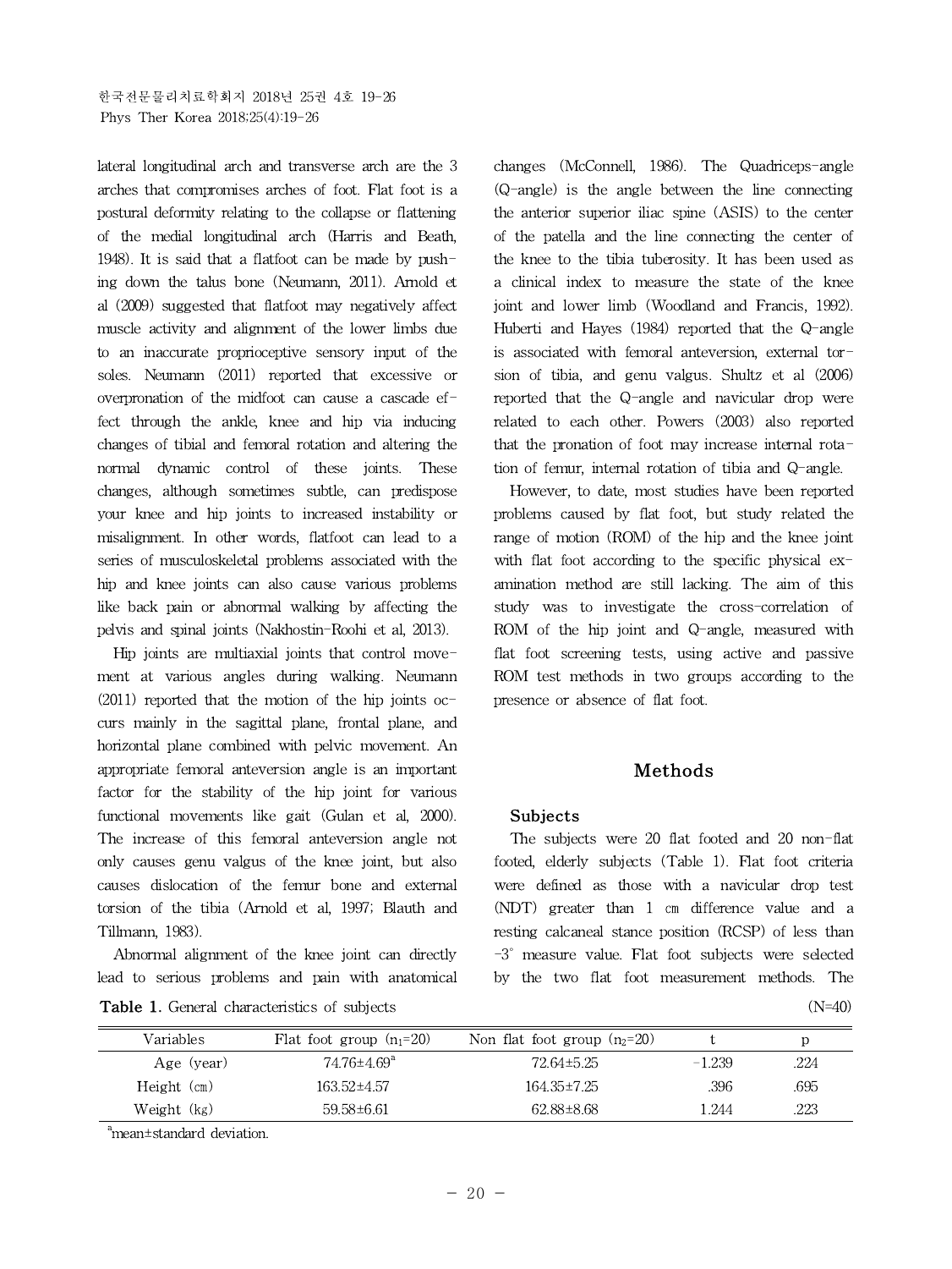lateral longitudinal arch and transverse arch are the 3 arches that compromises arches of foot. Flat foot is a postural deformity relating to the collapse or flattening of the medial longitudinal arch (Harris and Beath, 1948). It is said that a flatfoot can be made by pushing down the talus bone (Neumann, 2011). Arnold et al (2009) suggested that flatfoot may negatively affect muscle activity and alignment of the lower limbs due to an inaccurate proprioceptive sensory input of the soles. Neumann (2011) reported that excessive or overpronation of the midfoot can cause a cascade effect through the ankle, knee and hip via inducing changes of tibial and femoral rotation and altering the normal dynamic control of these joints. These changes, although sometimes subtle, can predispose your knee and hip joints to increased instability or misalignment. In other words, flatfoot can lead to a series of musculoskeletal problems associated with the hip and knee joints can also cause various problems like back pain or abnormal walking by affecting the pelvis and spinal joints (Nakhostin-Roohi et al, 2013).

Hip joints are multiaxial joints that control movement at various angles during walking. Neumann (2011) reported that the motion of the hip joints occurs mainly in the sagittal plane, frontal plane, and horizontal plane combined with pelvic movement. An appropriate femoral anteversion angle is an important factor for the stability of the hip joint for various functional movements like gait (Gulan et al, 2000). The increase of this femoral anteversion angle not only causes genu valgus of the knee joint, but also causes dislocation of the femur bone and external torsion of the tibia (Arnold et al, 1997; Blauth and Tillmann, 1983).

Abnormal alignment of the knee joint can directly lead to serious problems and pain with anatomical changes (McConnell, 1986). The Quadriceps-angle (Q-angle) is the angle between the line connecting the anterior superior iliac spine (ASIS) to the center of the patella and the line connecting the center of the knee to the tibia tuberosity. It has been used as a clinical index to measure the state of the knee joint and lower limb (Woodland and Francis, 1992). Huberti and Hayes (1984) reported that the Q-angle is associated with femoral anteversion, external torsion of tibia, and genu valgus. Shultz et al (2006) reported that the Q-angle and navicular drop were related to each other. Powers (2003) also reported that the pronation of foot may increase internal rotation of femur, internal rotation of tibia and Q-angle.

However, to date, most studies have been reported problems caused by flat foot, but study related the range of motion (ROM) of the hip and the knee joint with flat foot according to the specific physical examination method are still lacking. The aim of this study was to investigate the cross-correlation of ROM of the hip joint and Q-angle, measured with flat foot screening tests, using active and passive ROM test methods in two groups according to the presence or absence of flat foot.

## Methods

### Subjects

The subjects were 20 flat footed and 20 non-flat footed, elderly subjects (Table 1). Flat foot criteria were defined as those with a navicular drop test (NDT) greater than 1 ㎝ difference value and a resting calcaneal stance position (RCSP) of less than $-3^{\circ}$ measure value. Flat foot subjects were selected by the two flat foot measurement methods. The

**Table 1.** General characteristics of subjects (N=40)

| Variables | Flat foot group ($n_1$=20) | Non flat foot group ($n_2$=20) | t | p |
|---|---|---|---|---|
| Age (year) | 74.76±4.69[a] | 72.64±5.25 | -1.239 | .224 |
| Height (㎝) | 163.52±4.57 | 164.35±7.25 | .396 | .695 |
| Weight (㎏) | 59.58±6.61 | 62.88±8.68 | 1.244 | .223 |

[a]mean±standard deviation.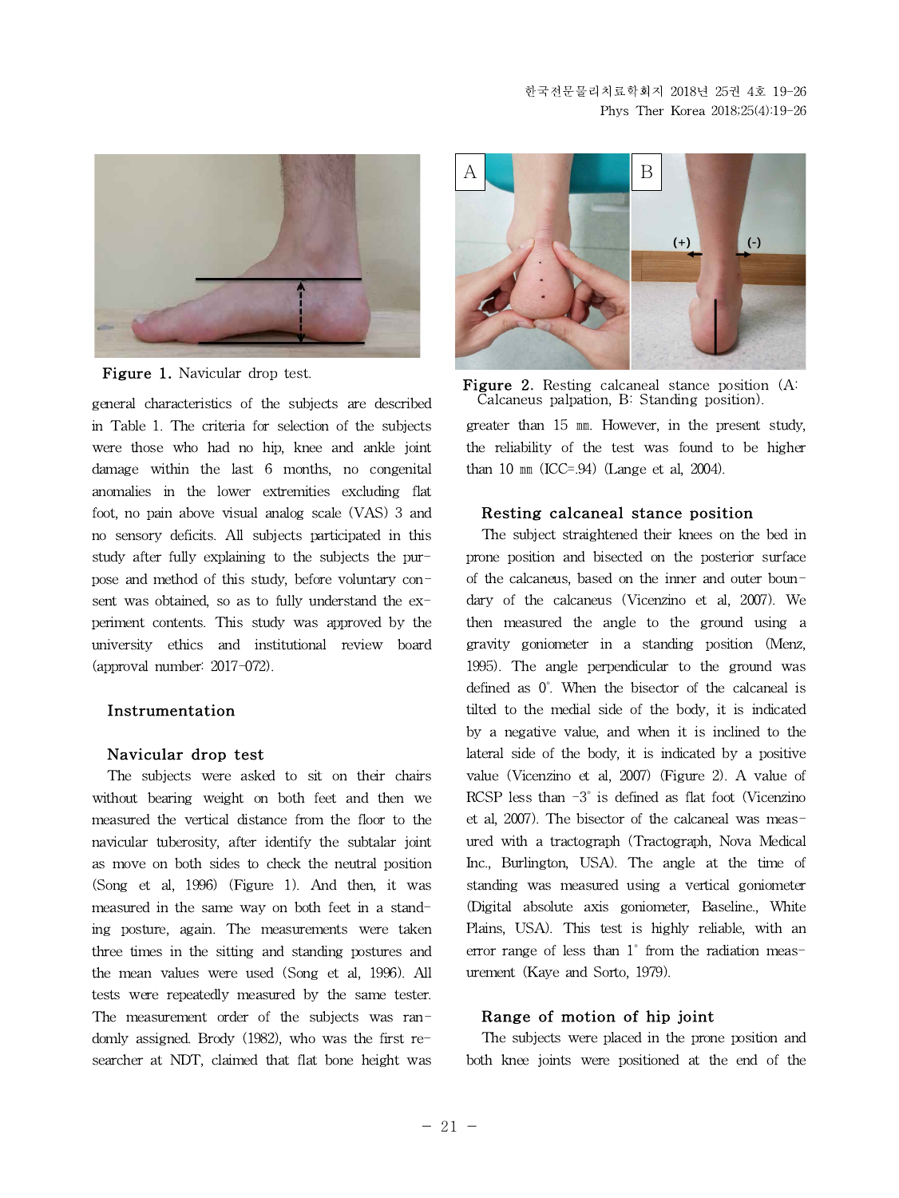Figure 1. Navicular drop test.

general characteristics of the subjects are described in Table 1. The criteria for selection of the subjects were those who had no hip, knee and ankle joint damage within the last 6 months, no congenital anomalies in the lower extremities excluding flat foot, no pain above visual analog scale (VAS) 3 and no sensory deficits. All subjects participated in this study after fully explaining to the subjects the purpose and method of this study, before voluntary consent was obtained, so as to fully understand the experiment contents. This study was approved by the university ethics and institutional review board (approval number: 2017-072).

## Instrumentation

### Navicular drop test

The subjects were asked to sit on their chairs without bearing weight on both feet and then we measured the vertical distance from the floor to the navicular tuberosity, after identify the subtalar joint as move on both sides to check the neutral position (Song et al, 1996) (Figure 1). And then, it was measured in the same way on both feet in a standing posture, again. The measurements were taken three times in the sitting and standing postures and the mean values were used (Song et al, 1996). All tests were repeatedly measured by the same tester. The measurement order of the subjects was randomly assigned. Brody (1982), who was the first researcher at NDT, claimed that flat bone height was greater than 15 ㎜. However, in the present study, the reliability of the test was found to be higher than 10 ㎜ (ICC=.94) (Lange et al, 2004).

Figure 2. Resting calcaneal stance position (A: Calcaneus palpation, B: Standing position).

### Resting calcaneal stance position

The subject straightened their knees on the bed in prone position and bisected on the posterior surface of the calcaneus, based on the inner and outer boundary of the calcaneus (Vicenzino et al, 2007). We then measured the angle to the ground using a gravity goniometer in a standing position (Menz, 1995). The angle perpendicular to the ground was defined as 0°. When the bisector of the calcaneal is tilted to the medial side of the body, it is indicated by a negative value, and when it is inclined to the lateral side of the body, it is indicated by a positive value (Vicenzino et al, 2007) (Figure 2). A value of RCSP less than -3° is defined as flat foot (Vicenzino et al, 2007). The bisector of the calcaneal was measured with a tractograph (Tractograph, Nova Medical Inc., Burlington, USA). The angle at the time of standing was measured using a vertical goniometer (Digital absolute axis goniometer, Baseline., White Plains, USA). This test is highly reliable, with an error range of less than 1° from the radiation measurement (Kaye and Sorto, 1979).

### Range of motion of hip joint

The subjects were placed in the prone position and both knee joints were positioned at the end of the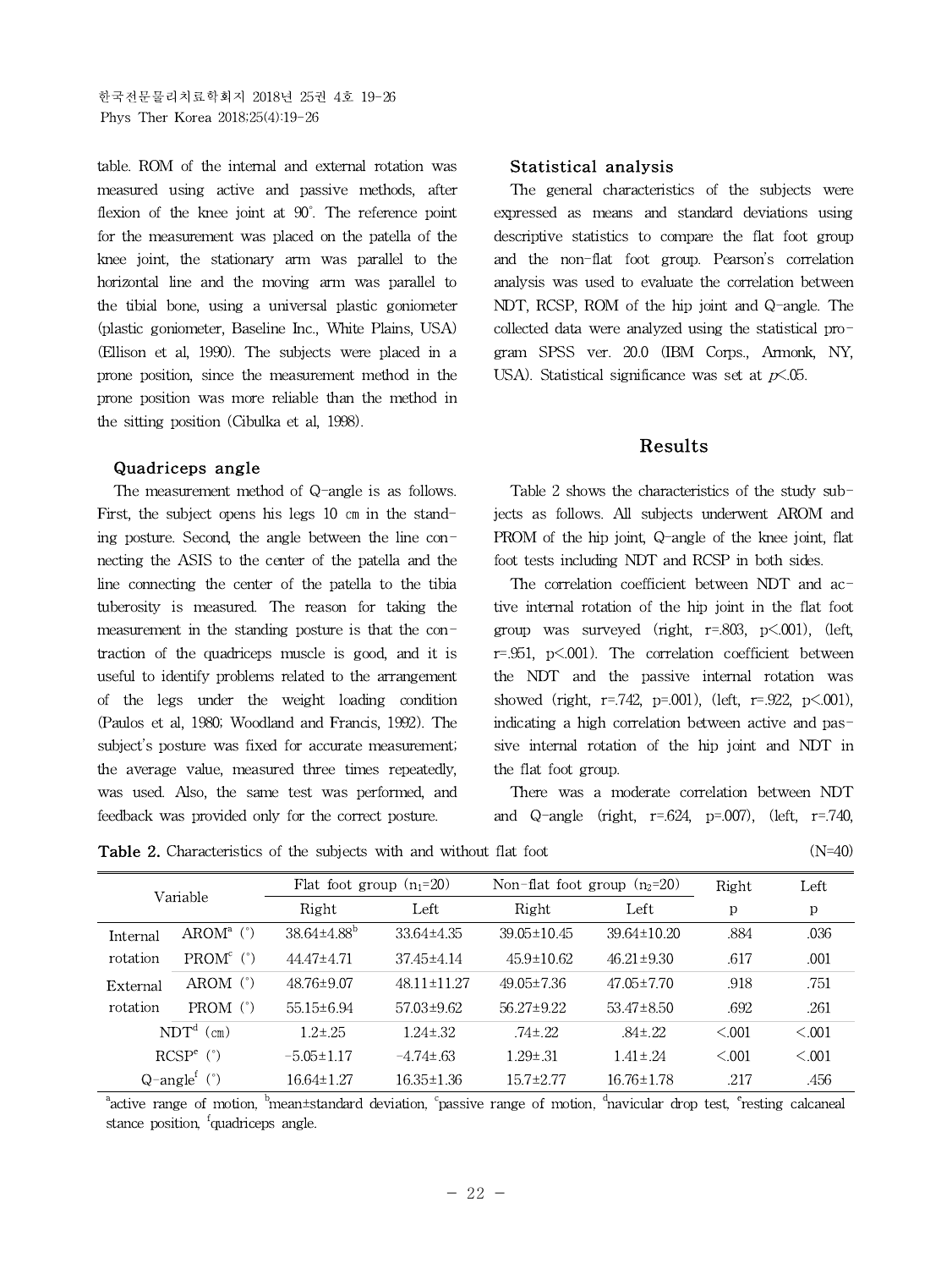table. ROM of the internal and external rotation was measured using active and passive methods, after flexion of the knee joint at 90°. The reference point for the measurement was placed on the patella of the knee joint, the stationary arm was parallel to the horizontal line and the moving arm was parallel to the tibial bone, using a universal plastic goniometer (plastic goniometer, Baseline Inc., White Plains, USA) (Ellison et al, 1990). The subjects were placed in a prone position, since the measurement method in the prone position was more reliable than the method in the sitting position (Cibulka et al, 1998).

### Quadriceps angle

The measurement method of Q-angle is as follows. First, the subject opens his legs 10 ㎝ in the standing posture. Second, the angle between the line connecting the ASIS to the center of the patella and the line connecting the center of the patella to the tibia tuberosity is measured. The reason for taking the measurement in the standing posture is that the contraction of the quadriceps muscle is good, and it is useful to identify problems related to the arrangement of the legs under the weight loading condition (Paulos et al, 1980; Woodland and Francis, 1992). The subject's posture was fixed for accurate measurement; the average value, measured three times repeatedly, was used. Also, the same test was performed, and feedback was provided only for the correct posture.

### Statistical analysis

The general characteristics of the subjects were expressed as means and standard deviations using descriptive statistics to compare the flat foot group and the non-flat foot group. Pearson's correlation analysis was used to evaluate the correlation between NDT, RCSP, ROM of the hip joint and Q-angle. The collected data were analyzed using the statistical program SPSS ver. 20.0 (IBM Corps., Armonk, NY, USA). Statistical significance was set at $p<.05$.

## Results

Table 2 shows the characteristics of the study subjects as follows. All subjects underwent AROM and PROM of the hip joint, Q-angle of the knee joint, flat foot tests including NDT and RCSP in both sides.

The correlation coefficient between NDT and active internal rotation of the hip joint in the flat foot group was surveyed (right, r=.803, p<.001), (left, r=.951, p<.001). The correlation coefficient between the NDT and the passive internal rotation was showed (right, r=.742, p=.001), (left, r=.922, p<.001), indicating a high correlation between active and passive internal rotation of the hip joint and NDT in the flat foot group.

There was a moderate correlation between NDT and Q-angle (right, r=.624, p=.007), (left, r=.740,

**Table 2.** Characteristics of the subjects with and without flat foot (N=40)

| Variable | | Flat foot group ($n_1$=20) | | Non-flat foot group ($n_2$=20) | | Right | Left |
|---|---|---|---|---|---|---|---|
| | | Right | Left | Right | Left | p | p |
| Internal rotation | AROM[a] (°) | 38.64±4.88[b] | 33.64±4.35 | 39.05±10.45 | 39.64±10.20 | .884 | .036 |
| | PROM[c] (°) | 44.47±4.71 | 37.45±4.14 | 45.9±10.62 | 46.21±9.30 | .617 | .001 |
| External rotation | AROM (°) | 48.76±9.07 | 48.11±11.27 | 49.05±7.36 | 47.05±7.70 | .918 | .751 |
| | PROM (°) | 55.15±6.94 | 57.03±9.62 | 56.27±9.22 | 53.47±8.50 | .692 | .261 |
| NDT[d] (㎝) | | 1.2±.25 | 1.24±.32 | .74±.22 | .84±.22 | <.001 | <.001 |
| RCSP[e] (°) | | −5.05±1.17 | −4.74±.63 | 1.29±.31 | 1.41±.24 | <.001 | <.001 |
| Q-angle[f] (°) | | 16.64±1.27 | 16.35±1.36 | 15.7±2.77 | 16.76±1.78 | .217 | .456 |

[a]active range of motion, [b]mean±standard deviation, [c]passive range of motion, [d]navicular drop test, [e]resting calcaneal stance position, [f]quadriceps angle.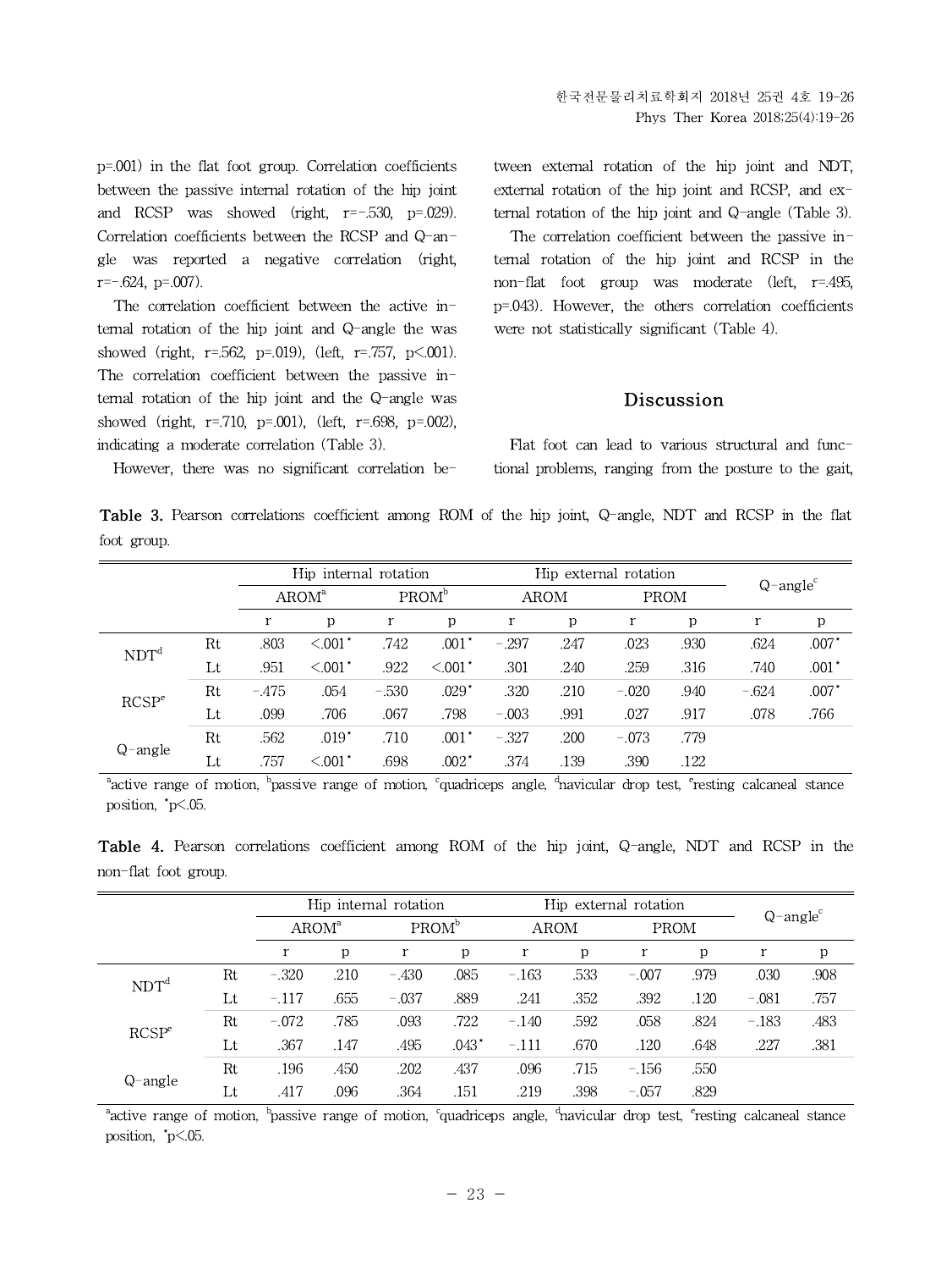p=.001) in the flat foot group. Correlation coefficients between the passive internal rotation of the hip joint and RCSP was showed (right, r=-.530, p=.029). Correlation coefficients between the RCSP and Q-angle was reported a negative correlation (right, r=-.624, p=.007).

The correlation coefficient between the active internal rotation of the hip joint and Q-angle the was showed (right, r=.562, p=.019), (left, r=.757, p<.001). The correlation coefficient between the passive internal rotation of the hip joint and the Q-angle was showed (right, r=.710, p=.001), (left, r=.698, p=.002), indicating a moderate correlation (Table 3).

However, there was no significant correlation between external rotation of the hip joint and NDT, external rotation of the hip joint and RCSP, and external rotation of the hip joint and Q-angle (Table 3).

The correlation coefficient between the passive internal rotation of the hip joint and RCSP in the non-flat foot group was moderate (left, r=.495, p=.043). However, the others correlation coefficients were not statistically significant (Table 4).

## Discussion

Flat foot can lead to various structural and functional problems, ranging from the posture to the gait,

**Table 3.** Pearson correlations coefficient among ROM of the hip joint, Q-angle, NDT and RCSP in the flat foot group.

| | | Hip internal rotation | | | | Hip external rotation | | | | Q-angle[c] | |
|---|---|---|---|---|---|---|---|---|---|---|---|
| | | AROM[a] | | PROM[b] | | AROM | | PROM | | | |
| | | r | p | r | p | r | p | r | p | r | p |
| NDT[d] | Rt | .803 | <.001* | .742 | .001* | -.297 | .247 | .023 | .930 | .624 | .007* |
| | Lt | .951 | <.001* | .922 | <.001* | .301 | .240 | .259 | .316 | .740 | .001* |
| RCSP[e] | Rt | -.475 | .054 | -.530 | .029* | .320 | .210 | -.020 | .940 | -.624 | .007* |
| | Lt | .099 | .706 | .067 | .798 | -.003 | .991 | .027 | .917 | .078 | .766 |
| Q-angle | Rt | .562 | .019* | .710 | .001* | -.327 | .200 | -.073 | .779 | | |
| | Lt | .757 | <.001* | .698 | .002* | .374 | .139 | .390 | .122 | | |

[a]active range of motion, [b]passive range of motion, [c]quadriceps angle, [d]navicular drop test, [e]resting calcaneal stance position, *p<.05.

**Table 4.** Pearson correlations coefficient among ROM of the hip joint, Q-angle, NDT and RCSP in the non-flat foot group.

| | | Hip internal rotation | | | | Hip external rotation | | | | Q-angle[c] | |
|---|---|---|---|---|---|---|---|---|---|---|---|
| | | AROM[a] | | PROM[b] | | AROM | | PROM | | | |
| | | r | p | r | p | r | p | r | p | r | p |
| NDT[d] | Rt | -.320 | .210 | -.430 | .085 | -.163 | .533 | -.007 | .979 | .030 | .908 |
| | Lt | -.117 | .655 | -.037 | .889 | .241 | .352 | .392 | .120 | -.081 | .757 |
| RCSP[e] | Rt | -.072 | .785 | .093 | .722 | -.140 | .592 | .058 | .824 | -.183 | .483 |
| | Lt | .367 | .147 | .495 | .043* | -.111 | .670 | .120 | .648 | .227 | .381 |
| Q-angle | Rt | .196 | .450 | .202 | .437 | .096 | .715 | -.156 | .550 | | |
| | Lt | .417 | .096 | .364 | .151 | .219 | .398 | -.057 | .829 | | |

[a]active range of motion, [b]passive range of motion, [c]quadriceps angle, [d]navicular drop test, [e]resting calcaneal stance position, *p<.05.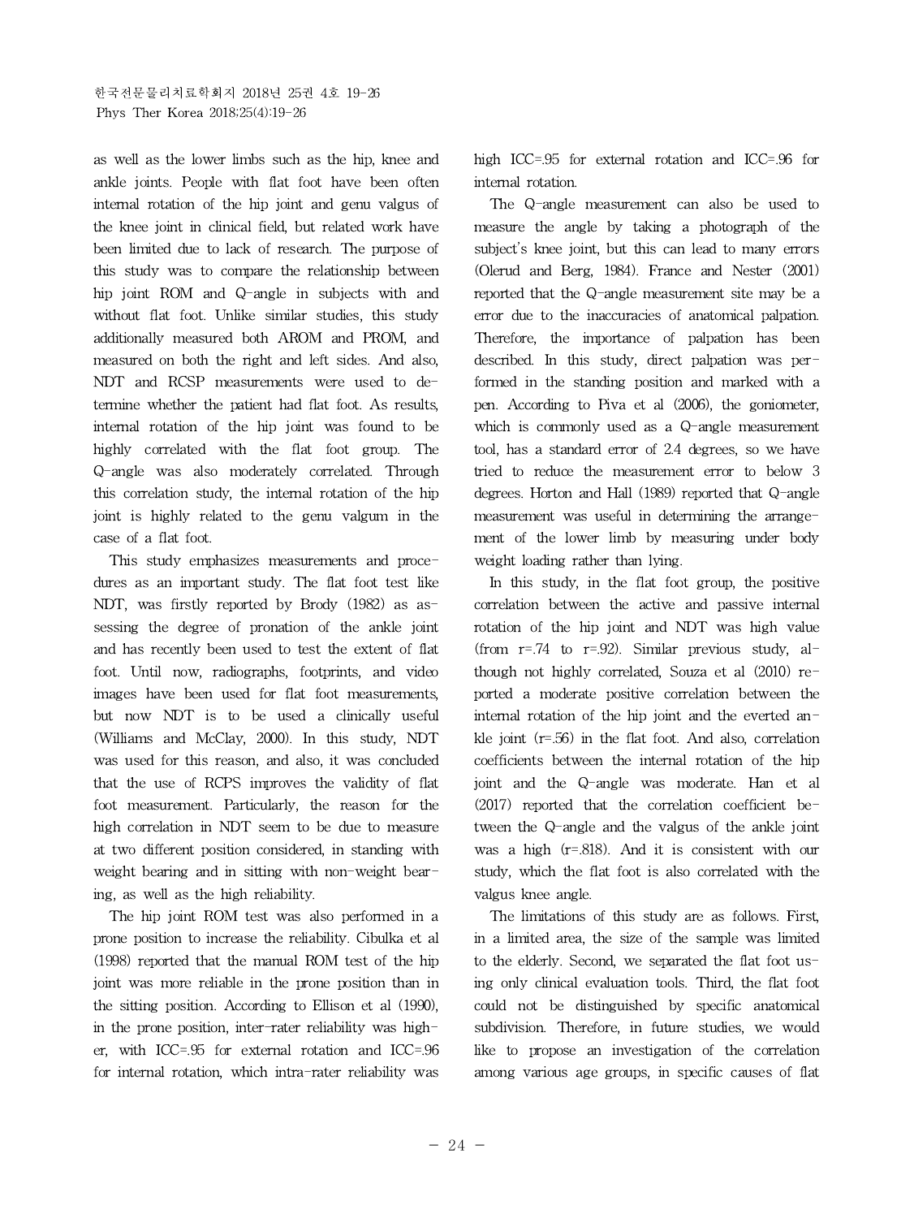as well as the lower limbs such as the hip, knee and ankle joints. People with flat foot have been often internal rotation of the hip joint and genu valgus of the knee joint in clinical field, but related work have been limited due to lack of research. The purpose of this study was to compare the relationship between hip joint ROM and Q-angle in subjects with and without flat foot. Unlike similar studies, this study additionally measured both AROM and PROM, and measured on both the right and left sides. And also, NDT and RCSP measurements were used to determine whether the patient had flat foot. As results, internal rotation of the hip joint was found to be highly correlated with the flat foot group. The Q-angle was also moderately correlated. Through this correlation study, the internal rotation of the hip joint is highly related to the genu valgum in the case of a flat foot.

This study emphasizes measurements and procedures as an important study. The flat foot test like NDT, was firstly reported by Brody (1982) as assessing the degree of pronation of the ankle joint and has recently been used to test the extent of flat foot. Until now, radiographs, footprints, and video images have been used for flat foot measurements, but now NDT is to be used a clinically useful (Williams and McClay, 2000). In this study, NDT was used for this reason, and also, it was concluded that the use of RCPS improves the validity of flat foot measurement. Particularly, the reason for the high correlation in NDT seem to be due to measure at two different position considered, in standing with weight bearing and in sitting with non-weight bearing, as well as the high reliability.

The hip joint ROM test was also performed in a prone position to increase the reliability. Cibulka et al (1998) reported that the manual ROM test of the hip joint was more reliable in the prone position than in the sitting position. According to Ellison et al (1990), in the prone position, inter-rater reliability was higher, with ICC=.95 for external rotation and ICC=.96 for internal rotation, which intra-rater reliability was high ICC=.95 for external rotation and ICC=.96 for internal rotation.

The Q-angle measurement can also be used to measure the angle by taking a photograph of the subject's knee joint, but this can lead to many errors (Olerud and Berg, 1984). France and Nester (2001) reported that the Q-angle measurement site may be a error due to the inaccuracies of anatomical palpation. Therefore, the importance of palpation has been described. In this study, direct palpation was performed in the standing position and marked with a pen. According to Piva et al (2006), the goniometer, which is commonly used as a Q-angle measurement tool, has a standard error of 2.4 degrees, so we have tried to reduce the measurement error to below 3 degrees. Horton and Hall (1989) reported that Q-angle measurement was useful in determining the arrangement of the lower limb by measuring under body weight loading rather than lying.

In this study, in the flat foot group, the positive correlation between the active and passive internal rotation of the hip joint and NDT was high value (from r=.74 to r=.92). Similar previous study, although not highly correlated, Souza et al (2010) reported a moderate positive correlation between the internal rotation of the hip joint and the everted ankle joint (r=.56) in the flat foot. And also, correlation coefficients between the internal rotation of the hip joint and the Q-angle was moderate. Han et al (2017) reported that the correlation coefficient between the Q-angle and the valgus of the ankle joint was a high (r=.818). And it is consistent with our study, which the flat foot is also correlated with the valgus knee angle.

The limitations of this study are as follows. First, in a limited area, the size of the sample was limited to the elderly. Second, we separated the flat foot using only clinical evaluation tools. Third, the flat foot could not be distinguished by specific anatomical subdivision. Therefore, in future studies, we would like to propose an investigation of the correlation among various age groups, in specific causes of flat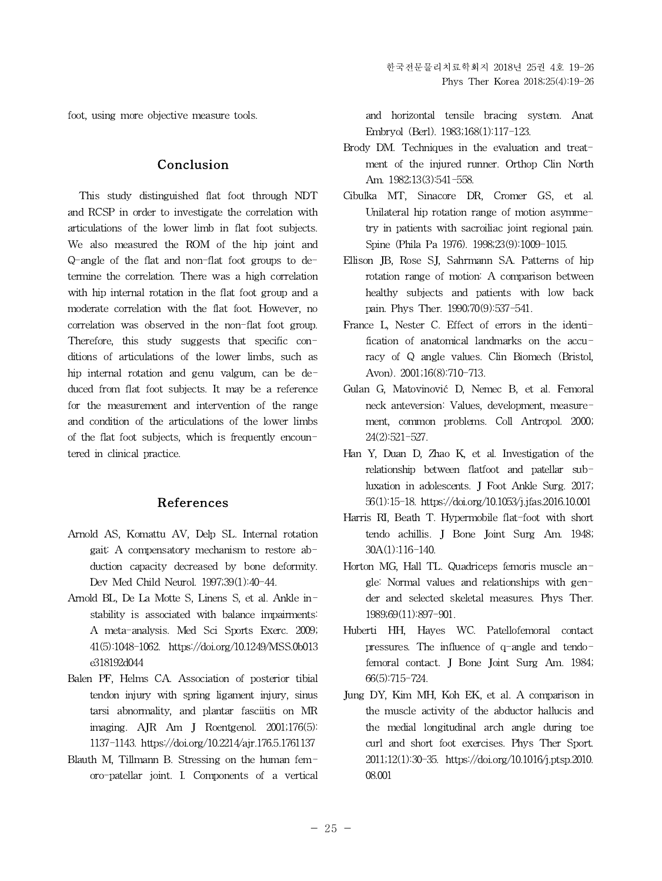foot, using more objective measure tools.

## Conclusion

This study distinguished flat foot through NDT and RCSP in order to investigate the correlation with articulations of the lower limb in flat foot subjects. We also measured the ROM of the hip joint and Q-angle of the flat and non-flat foot groups to determine the correlation. There was a high correlation with hip internal rotation in the flat foot group and a moderate correlation with the flat foot. However, no correlation was observed in the non-flat foot group. Therefore, this study suggests that specific conditions of articulations of the lower limbs, such as hip internal rotation and genu valgum, can be deduced from flat foot subjects. It may be a reference for the measurement and intervention of the range and condition of the articulations of the lower limbs of the flat foot subjects, which is frequently encountered in clinical practice.

## References

Arnold AS, Komattu AV, Delp SL. Internal rotation gait: A compensatory mechanism to restore abduction capacity decreased by bone deformity. Dev Med Child Neurol. 1997;39(1):40-44.

Arnold BL, De La Motte S, Linens S, et al. Ankle instability is associated with balance impairments: A meta-analysis. Med Sci Sports Exerc. 2009;41(5):1048-1062. https://doi.org/10.1249/MSS.0b013e318192d044

Balen PF, Helms CA. Association of posterior tibial tendon injury with spring ligament injury, sinus tarsi abnormality, and plantar fasciitis on MR imaging. AJR Am J Roentgenol. 2001;176(5):1137-1143. https://doi.org/10.2214/ajr.176.5.1761137

Blauth M, Tillmann B. Stressing on the human femoro-patellar joint. I. Components of a vertical and horizontal tensile bracing system. Anat Embryol (Berl). 1983;168(1):117-123.

Brody DM. Techniques in the evaluation and treatment of the injured runner. Orthop Clin North Am. 1982;13(3):541-558.

Cibulka MT, Sinacore DR, Cromer GS, et al. Unilateral hip rotation range of motion asymmetry in patients with sacroiliac joint regional pain. Spine (Phila Pa 1976). 1998;23(9):1009-1015.

Ellison JB, Rose SJ, Sahrmann SA. Patterns of hip rotation range of motion: A comparison between healthy subjects and patients with low back pain. Phys Ther. 1990;70(9):537-541.

France L, Nester C. Effect of errors in the identification of anatomical landmarks on the accuracy of Q angle values. Clin Biomech (Bristol, Avon). 2001;16(8):710-713.

Gulan G, Matovinović D, Nemec B, et al. Femoral neck anteversion: Values, development, measurement, common problems. Coll Antropol. 2000;24(2):521-527.

Han Y, Duan D, Zhao K, et al. Investigation of the relationship between flatfoot and patellar subluxation in adolescents. J Foot Ankle Surg. 2017;56(1):15-18. https://doi.org/10.1053/j.jfas.2016.10.001

Harris RI, Beath T. Hypermobile flat-foot with short tendo achillis. J Bone Joint Surg Am. 1948;30A(1):116-140.

Horton MG, Hall TL. Quadriceps femoris muscle angle: Normal values and relationships with gender and selected skeletal measures. Phys Ther. 1989;69(11):897-901.

Huberti HH, Hayes WC. Patellofemoral contact pressures. The influence of q-angle and tendofemoral contact. J Bone Joint Surg Am. 1984;66(5):715-724.

Jung DY, Kim MH, Koh EK, et al. A comparison in the muscle activity of the abductor hallucis and the medial longitudinal arch angle during toe curl and short foot exercises. Phys Ther Sport. 2011;12(1):30-35. https://doi.org/10.1016/j.ptsp.2010.08.001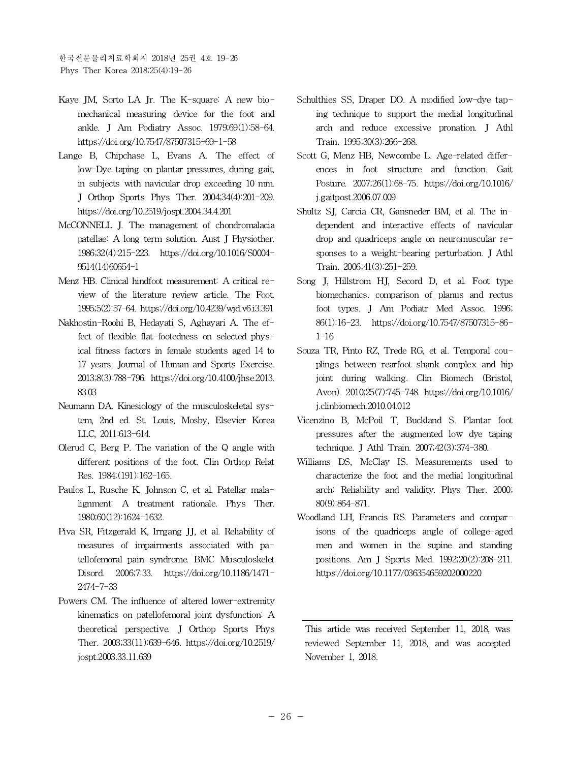Kaye JM, Sorto LA Jr. The K-square: A new biomechanical measuring device for the foot and ankle. J Am Podiatry Assoc. 1979;69(1):58-64. https://doi.org/10.7547/87507315-69-1-58

Lange B, Chipchase L, Evans A. The effect of low-Dye taping on plantar pressures, during gait, in subjects with navicular drop exceeding 10 mm. J Orthop Sports Phys Ther. 2004;34(4):201-209. https://doi.org/10.2519/jospt.2004.34.4.201

McCONNELL J. The management of chondromalacia patellae: A long term solution. Aust J Physiother. 1986;32(4):215-223. https://doi.org/10.1016/S0004-9514(14)60654-1

Menz HB. Clinical hindfoot measurement: A critical review of the literature review article. The Foot. 1995;5(2):57-64. https://doi.org/10.4239/wjd.v6.i3.391

Nakhostin-Roohi B, Hedayati S, Aghayari A. The effect of flexible flat-footedness on selected physical fitness factors in female students aged 14 to 17 years. Journal of Human and Sports Exercise. 2013;8(3):788-796. https://doi.org/10.4100/jhse.2013.83.03

Neumann DA. Kinesiology of the musculoskeletal system, 2nd ed. St. Louis, Mosby, Elsevier Korea LLC, 2011:613-614.

Olerud C, Berg P. The variation of the Q angle with different positions of the foot. Clin Orthop Relat Res. 1984;(191):162-165.

Paulos L, Rusche K, Johnson C, et al. Patellar malalignment: A treatment rationale. Phys Ther. 1980;60(12):1624-1632.

Piva SR, Fitzgerald K, Irrgang JJ, et al. Reliability of measures of impairments associated with patellofemoral pain syndrome. BMC Musculoskelet Disord. 2006;7:33. https://doi.org/10.1186/1471-2474-7-33

Powers CM. The influence of altered lower-extremity kinematics on patellofemoral joint dysfunction: A theoretical perspective. J Orthop Sports Phys Ther. 2003;33(11):639-646. https://doi.org/10.2519/jospt.2003.33.11.639

Schulthies SS, Draper DO. A modified low-dye taping technique to support the medial longitudinal arch and reduce excessive pronation. J Athl Train. 1995;30(3):266-268.

Scott G, Menz HB, Newcombe L. Age-related differences in foot structure and function. Gait Posture. 2007;26(1):68-75. https://doi.org/10.1016/j.gaitpost.2006.07.009

Shultz SJ, Carcia CR, Gansneder BM, et al. The independent and interactive effects of navicular drop and quadriceps angle on neuromuscular responses to a weight-bearing perturbation. J Athl Train. 2006;41(3):251-259.

Song J, Hillstrom HJ, Secord D, et al. Foot type biomechanics. comparison of planus and rectus foot types. J Am Podiatr Med Assoc. 1996;86(1):16-23. https://doi.org/10.7547/87507315-86-1-16

Souza TR, Pinto RZ, Trede RG, et al. Temporal couplings between rearfoot-shank complex and hip joint during walking. Clin Biomech (Bristol, Avon). 2010;25(7):745-748. https://doi.org/10.1016/j.clinbiomech.2010.04.012

Vicenzino B, McPoil T, Buckland S. Plantar foot pressures after the augmented low dye taping technique. J Athl Train. 2007;42(3):374-380.

Williams DS, McClay IS. Measurements used to characterize the foot and the medial longitudinal arch: Reliability and validity. Phys Ther. 2000;80(9):864-871.

Woodland LH, Francis RS. Parameters and comparisons of the quadriceps angle of college-aged men and women in the supine and standing positions. Am J Sports Med. 1992;20(2):208-211. https://doi.org/10.1177/036354659202000220

---

This article was received September 11, 2018, was reviewed September 11, 2018, and was accepted November 1, 2018.